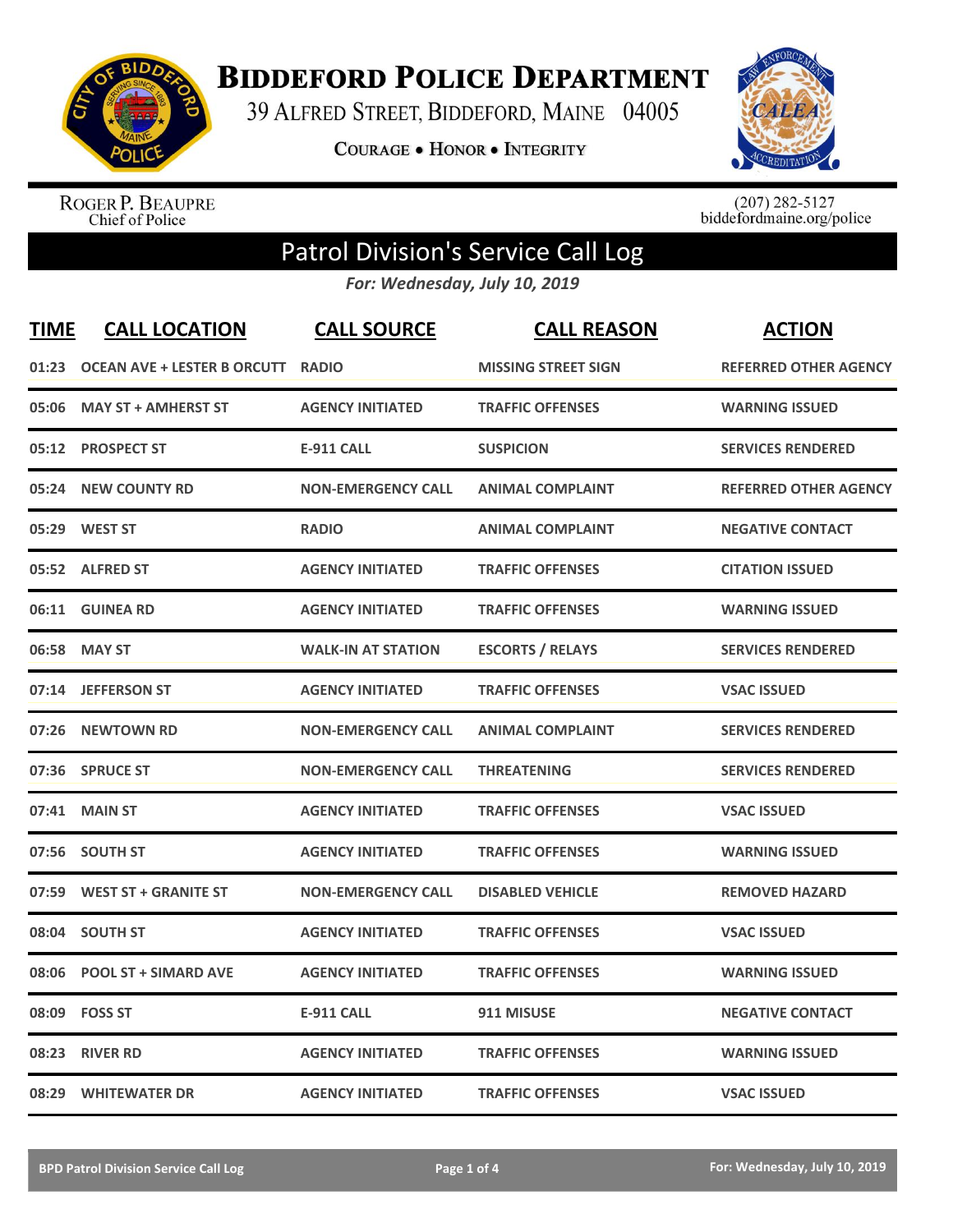# Biddeford Police Department

39 Alfred Street, Biddeford, Maine 04005

Courage • Honor • Integrity

Roger P. Beaupre
Chief of Police

(207) 282-5127
biddefordmaine.org/police

## Patrol Division's Service Call Log

*For: Wednesday, July 10, 2019*

| TIME | CALL LOCATION | CALL SOURCE | CALL REASON | ACTION |
|---|---|---|---|---|
| 01:23 | OCEAN AVE + LESTER B ORCUTT | RADIO | MISSING STREET SIGN | REFERRED OTHER AGENCY |
| 05:06 | MAY ST + AMHERST ST | AGENCY INITIATED | TRAFFIC OFFENSES | WARNING ISSUED |
| 05:12 | PROSPECT ST | E-911 CALL | SUSPICION | SERVICES RENDERED |
| 05:24 | NEW COUNTY RD | NON-EMERGENCY CALL | ANIMAL COMPLAINT | REFERRED OTHER AGENCY |
| 05:29 | WEST ST | RADIO | ANIMAL COMPLAINT | NEGATIVE CONTACT |
| 05:52 | ALFRED ST | AGENCY INITIATED | TRAFFIC OFFENSES | CITATION ISSUED |
| 06:11 | GUINEA RD | AGENCY INITIATED | TRAFFIC OFFENSES | WARNING ISSUED |
| 06:58 | MAY ST | WALK-IN AT STATION | ESCORTS / RELAYS | SERVICES RENDERED |
| 07:14 | JEFFERSON ST | AGENCY INITIATED | TRAFFIC OFFENSES | VSAC ISSUED |
| 07:26 | NEWTOWN RD | NON-EMERGENCY CALL | ANIMAL COMPLAINT | SERVICES RENDERED |
| 07:36 | SPRUCE ST | NON-EMERGENCY CALL | THREATENING | SERVICES RENDERED |
| 07:41 | MAIN ST | AGENCY INITIATED | TRAFFIC OFFENSES | VSAC ISSUED |
| 07:56 | SOUTH ST | AGENCY INITIATED | TRAFFIC OFFENSES | WARNING ISSUED |
| 07:59 | WEST ST + GRANITE ST | NON-EMERGENCY CALL | DISABLED VEHICLE | REMOVED HAZARD |
| 08:04 | SOUTH ST | AGENCY INITIATED | TRAFFIC OFFENSES | VSAC ISSUED |
| 08:06 | POOL ST + SIMARD AVE | AGENCY INITIATED | TRAFFIC OFFENSES | WARNING ISSUED |
| 08:09 | FOSS ST | E-911 CALL | 911 MISUSE | NEGATIVE CONTACT |
| 08:23 | RIVER RD | AGENCY INITIATED | TRAFFIC OFFENSES | WARNING ISSUED |
| 08:29 | WHITEWATER DR | AGENCY INITIATED | TRAFFIC OFFENSES | VSAC ISSUED |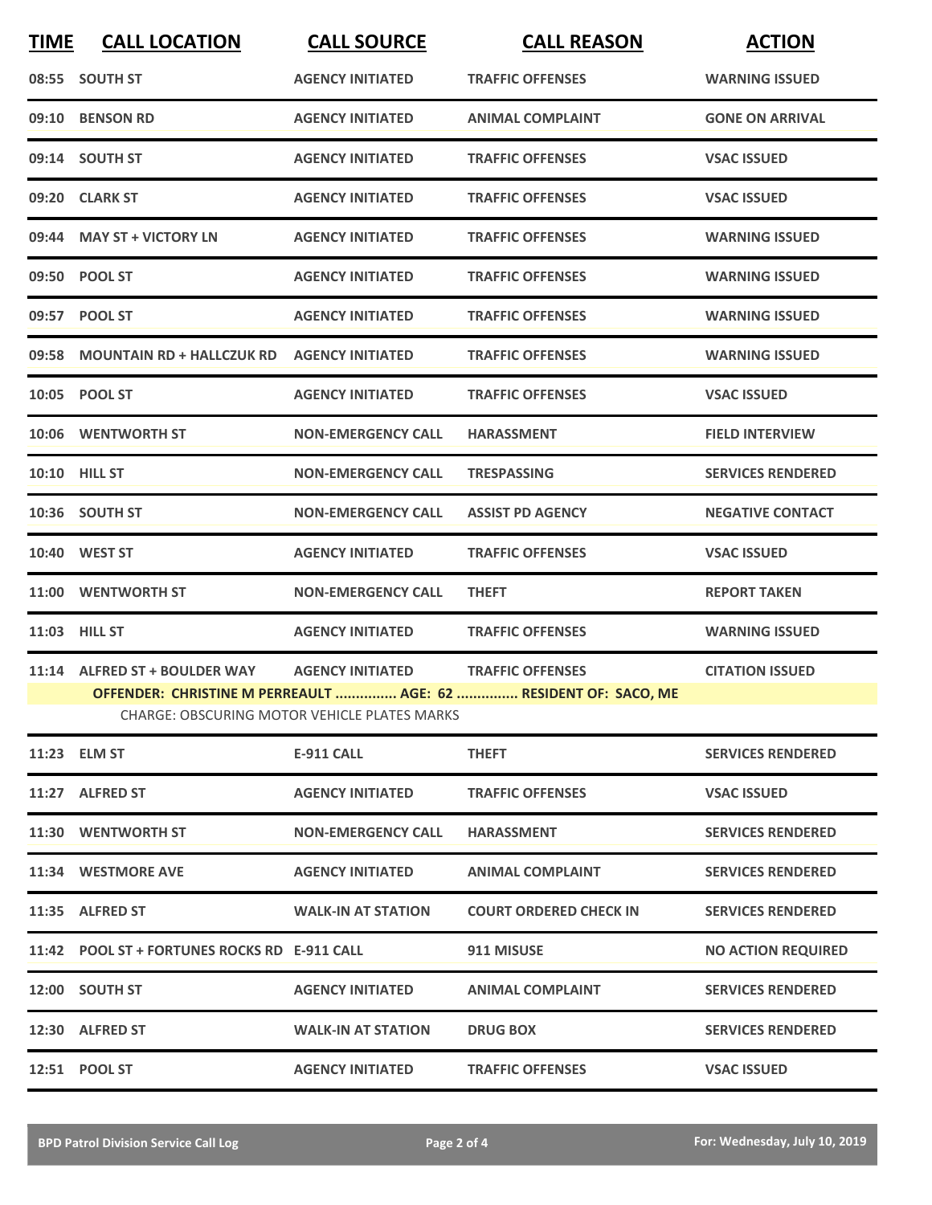| TIME | CALL LOCATION | CALL SOURCE | CALL REASON | ACTION |
|---|---|---|---|---|
| 08:55 | SOUTH ST | AGENCY INITIATED | TRAFFIC OFFENSES | WARNING ISSUED |
| 09:10 | BENSON RD | AGENCY INITIATED | ANIMAL COMPLAINT | GONE ON ARRIVAL |
| 09:14 | SOUTH ST | AGENCY INITIATED | TRAFFIC OFFENSES | VSAC ISSUED |
| 09:20 | CLARK ST | AGENCY INITIATED | TRAFFIC OFFENSES | VSAC ISSUED |
| 09:44 | MAY ST + VICTORY LN | AGENCY INITIATED | TRAFFIC OFFENSES | WARNING ISSUED |
| 09:50 | POOL ST | AGENCY INITIATED | TRAFFIC OFFENSES | WARNING ISSUED |
| 09:57 | POOL ST | AGENCY INITIATED | TRAFFIC OFFENSES | WARNING ISSUED |
| 09:58 | MOUNTAIN RD + HALLCZUK RD | AGENCY INITIATED | TRAFFIC OFFENSES | WARNING ISSUED |
| 10:05 | POOL ST | AGENCY INITIATED | TRAFFIC OFFENSES | VSAC ISSUED |
| 10:06 | WENTWORTH ST | NON-EMERGENCY CALL | HARASSMENT | FIELD INTERVIEW |
| 10:10 | HILL ST | NON-EMERGENCY CALL | TRESPASSING | SERVICES RENDERED |
| 10:36 | SOUTH ST | NON-EMERGENCY CALL | ASSIST PD AGENCY | NEGATIVE CONTACT |
| 10:40 | WEST ST | AGENCY INITIATED | TRAFFIC OFFENSES | VSAC ISSUED |
| 11:00 | WENTWORTH ST | NON-EMERGENCY CALL | THEFT | REPORT TAKEN |
| 11:03 | HILL ST | AGENCY INITIATED | TRAFFIC OFFENSES | WARNING ISSUED |
| 11:14 | ALFRED ST + BOULDER WAY | AGENCY INITIATED | TRAFFIC OFFENSES | CITATION ISSUED |
| | **OFFENDER: CHRISTINE M PERREAULT ............... AGE: 62 ............... RESIDENT OF: SACO, ME** | | | |
| | CHARGE: OBSCURING MOTOR VEHICLE PLATES MARKS | | | |
| 11:23 | ELM ST | E-911 CALL | THEFT | SERVICES RENDERED |
| 11:27 | ALFRED ST | AGENCY INITIATED | TRAFFIC OFFENSES | VSAC ISSUED |
| 11:30 | WENTWORTH ST | NON-EMERGENCY CALL | HARASSMENT | SERVICES RENDERED |
| 11:34 | WESTMORE AVE | AGENCY INITIATED | ANIMAL COMPLAINT | SERVICES RENDERED |
| 11:35 | ALFRED ST | WALK-IN AT STATION | COURT ORDERED CHECK IN | SERVICES RENDERED |
| 11:42 | POOL ST + FORTUNES ROCKS RD | E-911 CALL | 911 MISUSE | NO ACTION REQUIRED |
| 12:00 | SOUTH ST | AGENCY INITIATED | ANIMAL COMPLAINT | SERVICES RENDERED |
| 12:30 | ALFRED ST | WALK-IN AT STATION | DRUG BOX | SERVICES RENDERED |
| 12:51 | POOL ST | AGENCY INITIATED | TRAFFIC OFFENSES | VSAC ISSUED |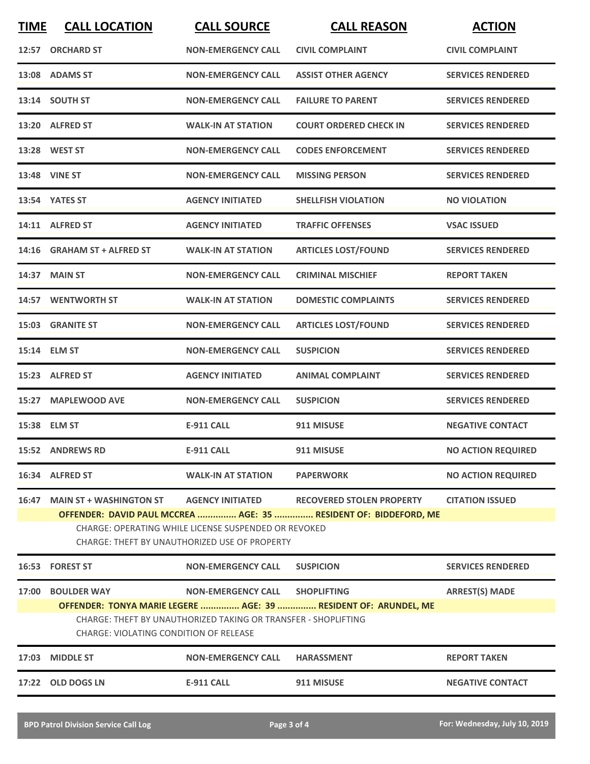| TIME | CALL LOCATION | CALL SOURCE | CALL REASON | ACTION |
|---|---|---|---|---|
| 12:57 | ORCHARD ST | NON-EMERGENCY CALL | CIVIL COMPLAINT | CIVIL COMPLAINT |
| 13:08 | ADAMS ST | NON-EMERGENCY CALL | ASSIST OTHER AGENCY | SERVICES RENDERED |
| 13:14 | SOUTH ST | NON-EMERGENCY CALL | FAILURE TO PARENT | SERVICES RENDERED |
| 13:20 | ALFRED ST | WALK-IN AT STATION | COURT ORDERED CHECK IN | SERVICES RENDERED |
| 13:28 | WEST ST | NON-EMERGENCY CALL | CODES ENFORCEMENT | SERVICES RENDERED |
| 13:48 | VINE ST | NON-EMERGENCY CALL | MISSING PERSON | SERVICES RENDERED |
| 13:54 | YATES ST | AGENCY INITIATED | SHELLFISH VIOLATION | NO VIOLATION |
| 14:11 | ALFRED ST | AGENCY INITIATED | TRAFFIC OFFENSES | VSAC ISSUED |
| 14:16 | GRAHAM ST + ALFRED ST | WALK-IN AT STATION | ARTICLES LOST/FOUND | SERVICES RENDERED |
| 14:37 | MAIN ST | NON-EMERGENCY CALL | CRIMINAL MISCHIEF | REPORT TAKEN |
| 14:57 | WENTWORTH ST | WALK-IN AT STATION | DOMESTIC COMPLAINTS | SERVICES RENDERED |
| 15:03 | GRANITE ST | NON-EMERGENCY CALL | ARTICLES LOST/FOUND | SERVICES RENDERED |
| 15:14 | ELM ST | NON-EMERGENCY CALL | SUSPICION | SERVICES RENDERED |
| 15:23 | ALFRED ST | AGENCY INITIATED | ANIMAL COMPLAINT | SERVICES RENDERED |
| 15:27 | MAPLEWOOD AVE | NON-EMERGENCY CALL | SUSPICION | SERVICES RENDERED |
| 15:38 | ELM ST | E-911 CALL | 911 MISUSE | NEGATIVE CONTACT |
| 15:52 | ANDREWS RD | E-911 CALL | 911 MISUSE | NO ACTION REQUIRED |
| 16:34 | ALFRED ST | WALK-IN AT STATION | PAPERWORK | NO ACTION REQUIRED |
| 16:47 | MAIN ST + WASHINGTON ST | AGENCY INITIATED | RECOVERED STOLEN PROPERTY | CITATION ISSUED |
| | **OFFENDER: DAVID PAUL MCCREA ............... AGE: 35 ............... RESIDENT OF: BIDDEFORD, ME** | | | |
| | CHARGE: OPERATING WHILE LICENSE SUSPENDED OR REVOKED<br>CHARGE: THEFT BY UNAUTHORIZED USE OF PROPERTY | | | |
| 16:53 | FOREST ST | NON-EMERGENCY CALL | SUSPICION | SERVICES RENDERED |
| 17:00 | BOULDER WAY | NON-EMERGENCY CALL | SHOPLIFTING | ARREST(S) MADE |
| | **OFFENDER: TONYA MARIE LEGERE ............... AGE: 39 ............... RESIDENT OF: ARUNDEL, ME** | | | |
| | CHARGE: THEFT BY UNAUTHORIZED TAKING OR TRANSFER - SHOPLIFTING<br>CHARGE: VIOLATING CONDITION OF RELEASE | | | |
| 17:03 | MIDDLE ST | NON-EMERGENCY CALL | HARASSMENT | REPORT TAKEN |
| 17:22 | OLD DOGS LN | E-911 CALL | 911 MISUSE | NEGATIVE CONTACT |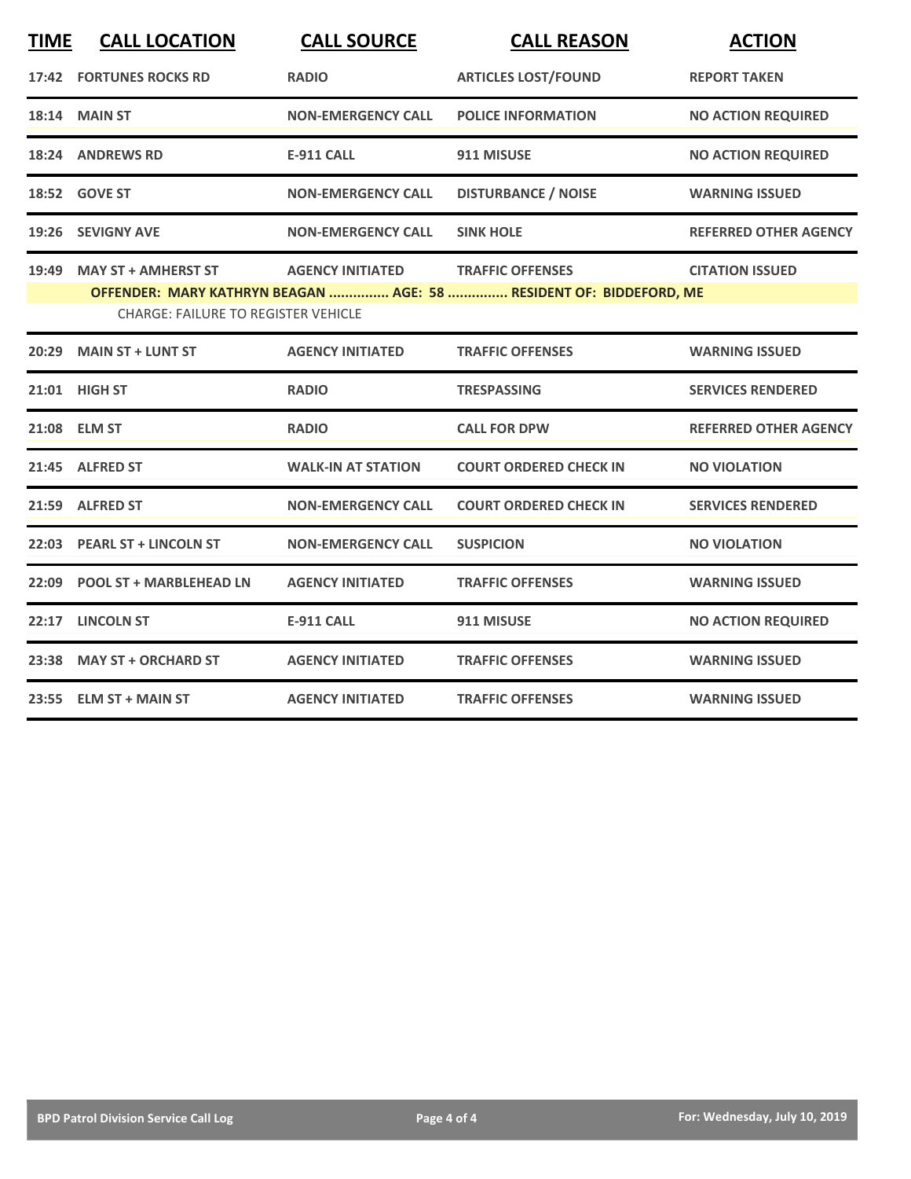| TIME | CALL LOCATION | CALL SOURCE | CALL REASON | ACTION |
|---|---|---|---|---|
| 17:42 | FORTUNES ROCKS RD | RADIO | ARTICLES LOST/FOUND | REPORT TAKEN |
| 18:14 | MAIN ST | NON-EMERGENCY CALL | POLICE INFORMATION | NO ACTION REQUIRED |
| 18:24 | ANDREWS RD | E-911 CALL | 911 MISUSE | NO ACTION REQUIRED |
| 18:52 | GOVE ST | NON-EMERGENCY CALL | DISTURBANCE / NOISE | WARNING ISSUED |
| 19:26 | SEVIGNY AVE | NON-EMERGENCY CALL | SINK HOLE | REFERRED OTHER AGENCY |
| 19:49 | MAY ST + AMHERST ST | AGENCY INITIATED | TRAFFIC OFFENSES | CITATION ISSUED |
| | OFFENDER: MARY KATHRYN BEAGAN ............... AGE: 58 ............... RESIDENT OF: BIDDEFORD, ME | | | |
| | CHARGE: FAILURE TO REGISTER VEHICLE | | | |
| 20:29 | MAIN ST + LUNT ST | AGENCY INITIATED | TRAFFIC OFFENSES | WARNING ISSUED |
| 21:01 | HIGH ST | RADIO | TRESPASSING | SERVICES RENDERED |
| 21:08 | ELM ST | RADIO | CALL FOR DPW | REFERRED OTHER AGENCY |
| 21:45 | ALFRED ST | WALK-IN AT STATION | COURT ORDERED CHECK IN | NO VIOLATION |
| 21:59 | ALFRED ST | NON-EMERGENCY CALL | COURT ORDERED CHECK IN | SERVICES RENDERED |
| 22:03 | PEARL ST + LINCOLN ST | NON-EMERGENCY CALL | SUSPICION | NO VIOLATION |
| 22:09 | POOL ST + MARBLEHEAD LN | AGENCY INITIATED | TRAFFIC OFFENSES | WARNING ISSUED |
| 22:17 | LINCOLN ST | E-911 CALL | 911 MISUSE | NO ACTION REQUIRED |
| 23:38 | MAY ST + ORCHARD ST | AGENCY INITIATED | TRAFFIC OFFENSES | WARNING ISSUED |
| 23:55 | ELM ST + MAIN ST | AGENCY INITIATED | TRAFFIC OFFENSES | WARNING ISSUED |